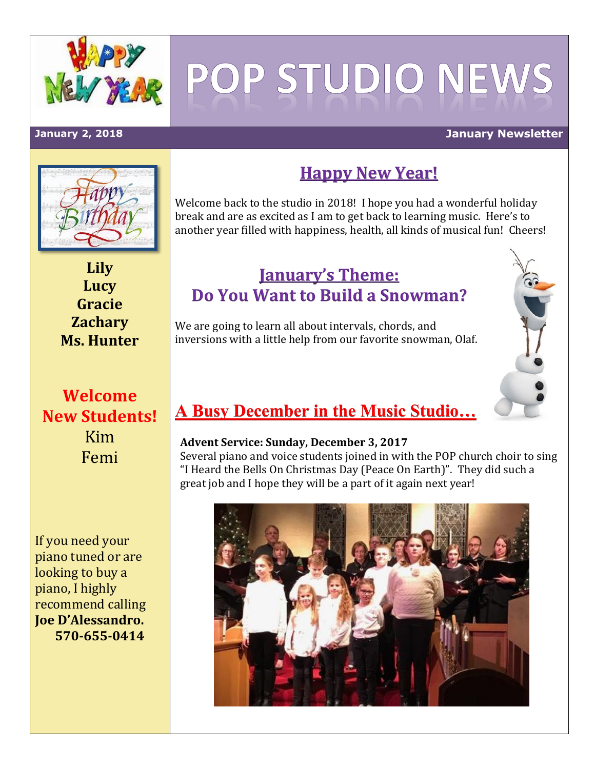# POP STUDIO NEWS

**January 2, 2018** — **January Newsletter**

**Lily**
**Lucy**
**Gracie**
**Zachary**
**Ms. Hunter**

**Welcome New Students!**

Kim
Femi

If you need your piano tuned or are looking to buy a piano, I highly recommend calling **Joe D'Alessandro. 570-655-0414**

## Happy New Year!

Welcome back to the studio in 2018! I hope you had a wonderful holiday break and are as excited as I am to get back to learning music. Here's to another year filled with happiness, health, all kinds of musical fun! Cheers!

## January's Theme: Do You Want to Build a Snowman?

We are going to learn all about intervals, chords, and inversions with a little help from our favorite snowman, Olaf.

## A Busy December in the Music Studio…

**Advent Service: Sunday, December 3, 2017**

Several piano and voice students joined in with the POP church choir to sing "I Heard the Bells On Christmas Day (Peace On Earth)". They did such a great job and I hope they will be a part of it again next year!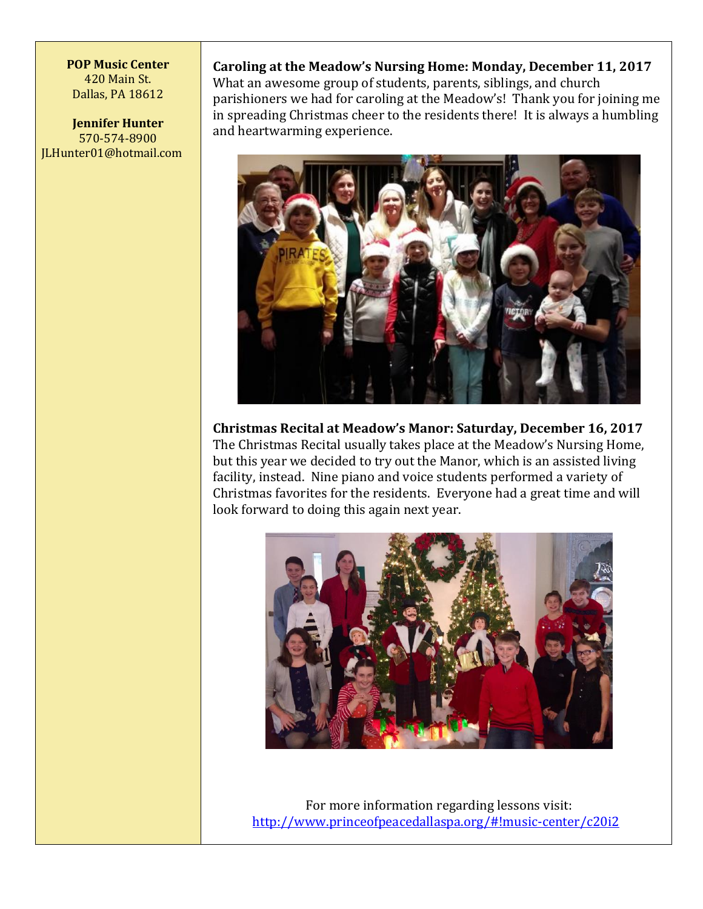**POP Music Center**
420 Main St.
Dallas, PA 18612

**Jennifer Hunter**
570-574-8900
JLHunter01@hotmail.com

**Caroling at the Meadow's Nursing Home: Monday, December 11, 2017**
What an awesome group of students, parents, siblings, and church parishioners we had for caroling at the Meadow's! Thank you for joining me in spreading Christmas cheer to the residents there! It is always a humbling and heartwarming experience.

**Christmas Recital at Meadow's Manor: Saturday, December 16, 2017**
The Christmas Recital usually takes place at the Meadow's Nursing Home, but this year we decided to try out the Manor, which is an assisted living facility, instead. Nine piano and voice students performed a variety of Christmas favorites for the residents. Everyone had a great time and will look forward to doing this again next year.

For more information regarding lessons visit:
[http://www.princeofpeacedallaspa.org/#!music-center/c20i2](http://www.princeofpeacedallaspa.org/#!music-center/c20i2)